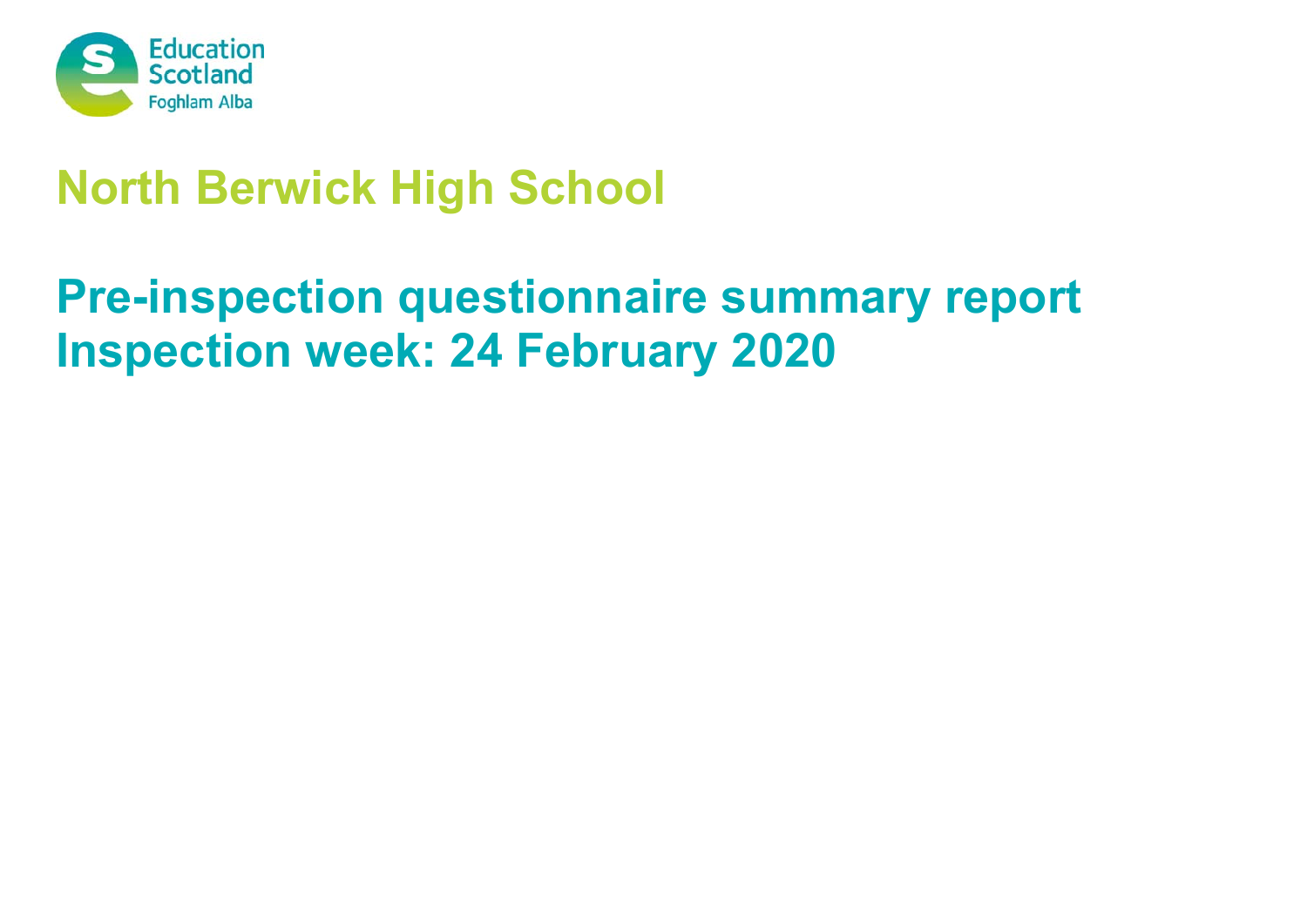Education Scotland
Foghlam Alba

# North Berwick High School

## Pre-inspection questionnaire summary report
## Inspection week: 24 February 2020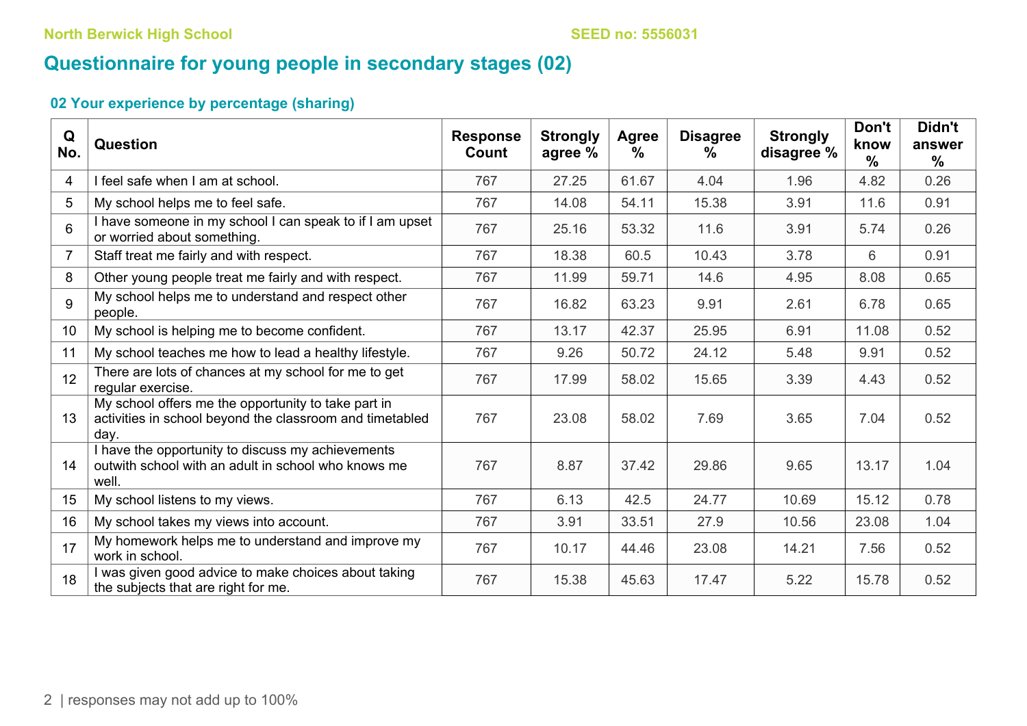North Berwick High School SEED no: 5556031

# Questionnaire for young people in secondary stages (02)

## 02 Your experience by percentage (sharing)

| Q No. | Question | Response Count | Strongly agree % | Agree % | Disagree % | Strongly disagree % | Don't know % | Didn't answer % |
|---|---|---|---|---|---|---|---|---|
| 4 | I feel safe when I am at school. | 767 | 27.25 | 61.67 | 4.04 | 1.96 | 4.82 | 0.26 |
| 5 | My school helps me to feel safe. | 767 | 14.08 | 54.11 | 15.38 | 3.91 | 11.6 | 0.91 |
| 6 | I have someone in my school I can speak to if I am upset or worried about something. | 767 | 25.16 | 53.32 | 11.6 | 3.91 | 5.74 | 0.26 |
| 7 | Staff treat me fairly and with respect. | 767 | 18.38 | 60.5 | 10.43 | 3.78 | 6 | 0.91 |
| 8 | Other young people treat me fairly and with respect. | 767 | 11.99 | 59.71 | 14.6 | 4.95 | 8.08 | 0.65 |
| 9 | My school helps me to understand and respect other people. | 767 | 16.82 | 63.23 | 9.91 | 2.61 | 6.78 | 0.65 |
| 10 | My school is helping me to become confident. | 767 | 13.17 | 42.37 | 25.95 | 6.91 | 11.08 | 0.52 |
| 11 | My school teaches me how to lead a healthy lifestyle. | 767 | 9.26 | 50.72 | 24.12 | 5.48 | 9.91 | 0.52 |
| 12 | There are lots of chances at my school for me to get regular exercise. | 767 | 17.99 | 58.02 | 15.65 | 3.39 | 4.43 | 0.52 |
| 13 | My school offers me the opportunity to take part in activities in school beyond the classroom and timetabled day. | 767 | 23.08 | 58.02 | 7.69 | 3.65 | 7.04 | 0.52 |
| 14 | I have the opportunity to discuss my achievements outwith school with an adult in school who knows me well. | 767 | 8.87 | 37.42 | 29.86 | 9.65 | 13.17 | 1.04 |
| 15 | My school listens to my views. | 767 | 6.13 | 42.5 | 24.77 | 10.69 | 15.12 | 0.78 |
| 16 | My school takes my views into account. | 767 | 3.91 | 33.51 | 27.9 | 10.56 | 23.08 | 1.04 |
| 17 | My homework helps me to understand and improve my work in school. | 767 | 10.17 | 44.46 | 23.08 | 14.21 | 7.56 | 0.52 |
| 18 | I was given good advice to make choices about taking the subjects that are right for me. | 767 | 15.38 | 45.63 | 17.47 | 5.22 | 15.78 | 0.52 |

responses may not add up to 100%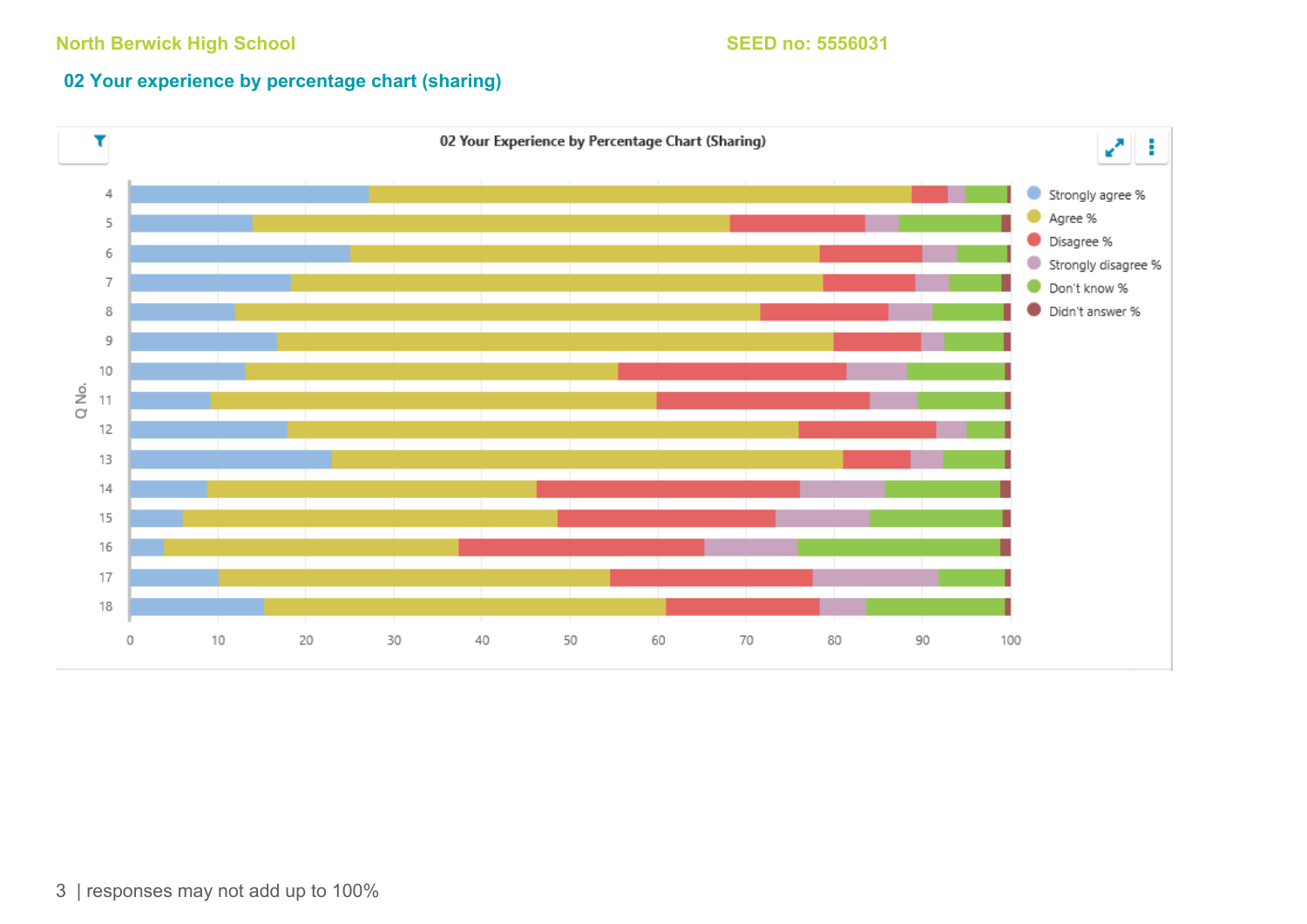North Berwick High School SEED no: 5556031

## 02 Your experience by percentage chart (sharing)

02 Your Experience by Percentage Chart (Sharing)

Legend: Strongly agree %, Agree %, Disagree %, Strongly disagree %, Don't know %, Didn't answer %

Q No.: 4, 5, 6, 7, 8, 9, 10, 11, 12, 13, 14, 15, 16, 17, 18

Axis: 0, 10, 20, 30, 40, 50, 60, 70, 80, 90, 100

| responses may not add up to 100%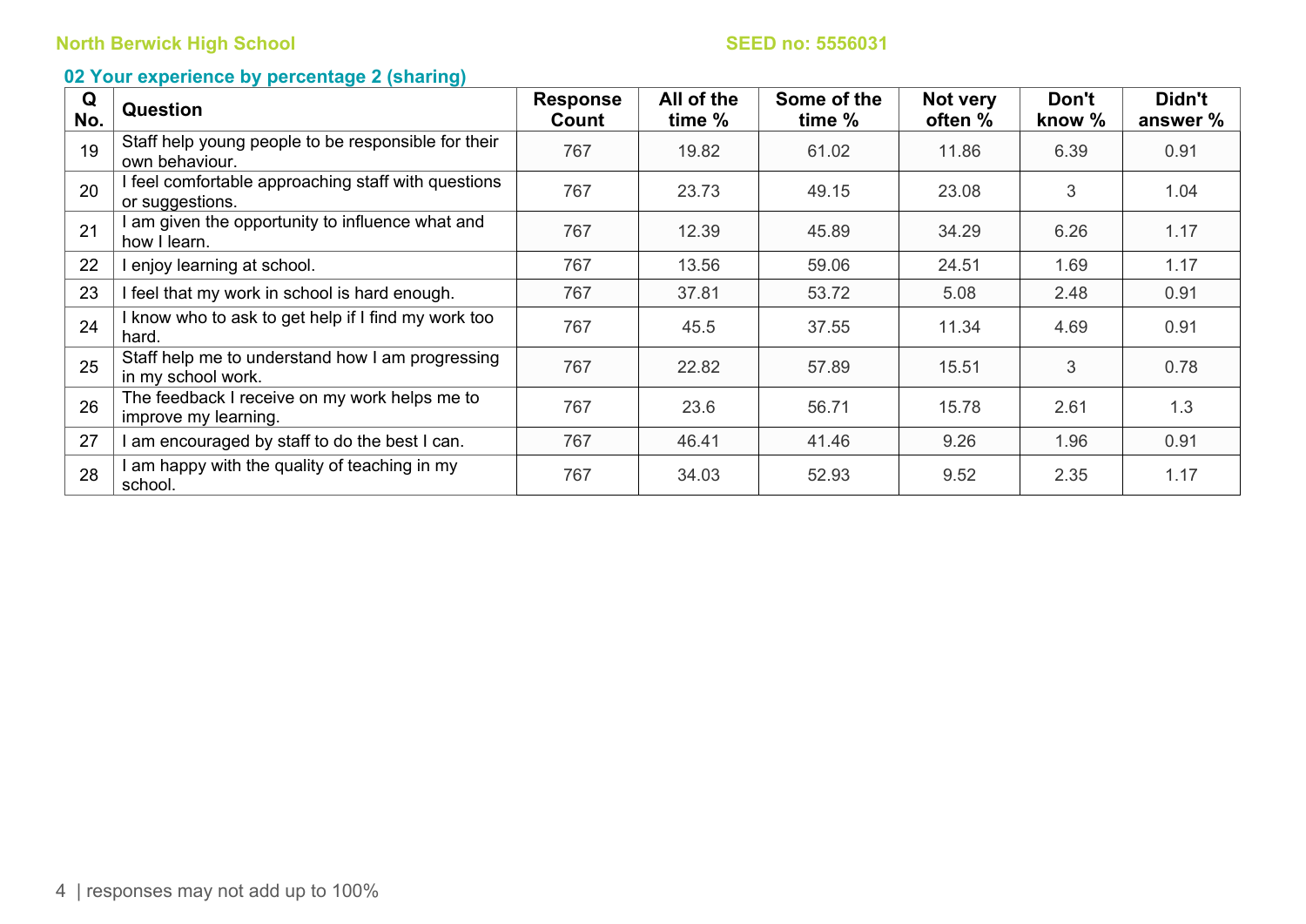North Berwick High School SEED no: 5556031

## 02 Your experience by percentage 2 (sharing)

| Q No. | Question | Response Count | All of the time % | Some of the time % | Not very often % | Don't know % | Didn't answer % |
|---|---|---|---|---|---|---|---|
| 19 | Staff help young people to be responsible for their own behaviour. | 767 | 19.82 | 61.02 | 11.86 | 6.39 | 0.91 |
| 20 | I feel comfortable approaching staff with questions or suggestions. | 767 | 23.73 | 49.15 | 23.08 | 3 | 1.04 |
| 21 | I am given the opportunity to influence what and how I learn. | 767 | 12.39 | 45.89 | 34.29 | 6.26 | 1.17 |
| 22 | I enjoy learning at school. | 767 | 13.56 | 59.06 | 24.51 | 1.69 | 1.17 |
| 23 | I feel that my work in school is hard enough. | 767 | 37.81 | 53.72 | 5.08 | 2.48 | 0.91 |
| 24 | I know who to ask to get help if I find my work too hard. | 767 | 45.5 | 37.55 | 11.34 | 4.69 | 0.91 |
| 25 | Staff help me to understand how I am progressing in my school work. | 767 | 22.82 | 57.89 | 15.51 | 3 | 0.78 |
| 26 | The feedback I receive on my work helps me to improve my learning. | 767 | 23.6 | 56.71 | 15.78 | 2.61 | 1.3 |
| 27 | I am encouraged by staff to do the best I can. | 767 | 46.41 | 41.46 | 9.26 | 1.96 | 0.91 |
| 28 | I am happy with the quality of teaching in my school. | 767 | 34.03 | 52.93 | 9.52 | 2.35 | 1.17 |

responses may not add up to 100%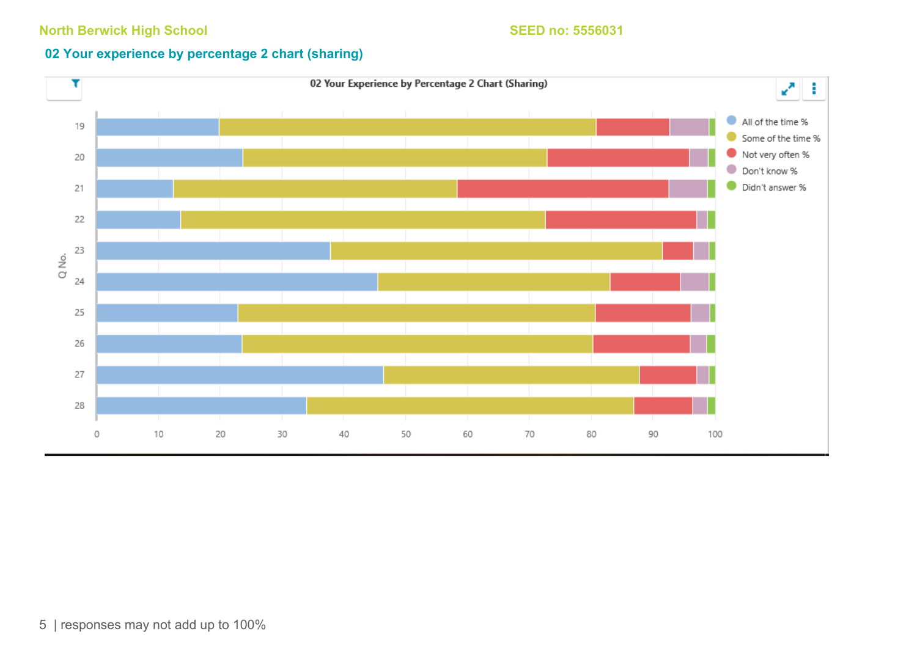## 02 Your experience by percentage 2 chart (sharing)

02 Your Experience by Percentage 2 Chart (Sharing)

Q No.: 19, 20, 21, 22, 23, 24, 25, 26, 27, 28

0 10 20 30 40 50 60 70 80 90 100

- All of the time %
- Some of the time %
- Not very often %
- Don't know %
- Didn't answer %

responses may not add up to 100%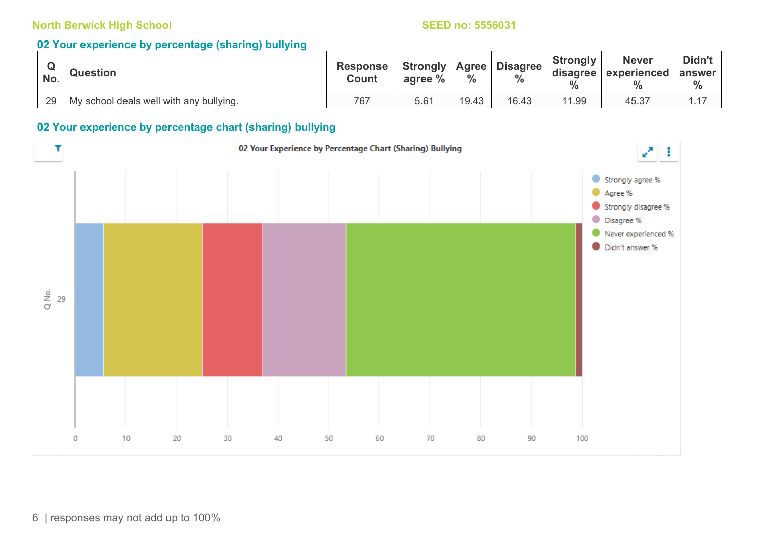## 02 Your experience by percentage (sharing) bullying

| Q No. | Question | Response Count | Strongly agree % | Agree % | Disagree % | Strongly disagree % | Never experienced % | Didn't answer % |
|---|---|---|---|---|---|---|---|---|
| 29 | My school deals well with any bullying. | 767 | 5.61 | 19.43 | 16.43 | 11.99 | 45.37 | 1.17 |

## 02 Your experience by percentage chart (sharing) bullying

02 Your Experience by Percentage Chart (Sharing) Bullying

responses may not add up to 100%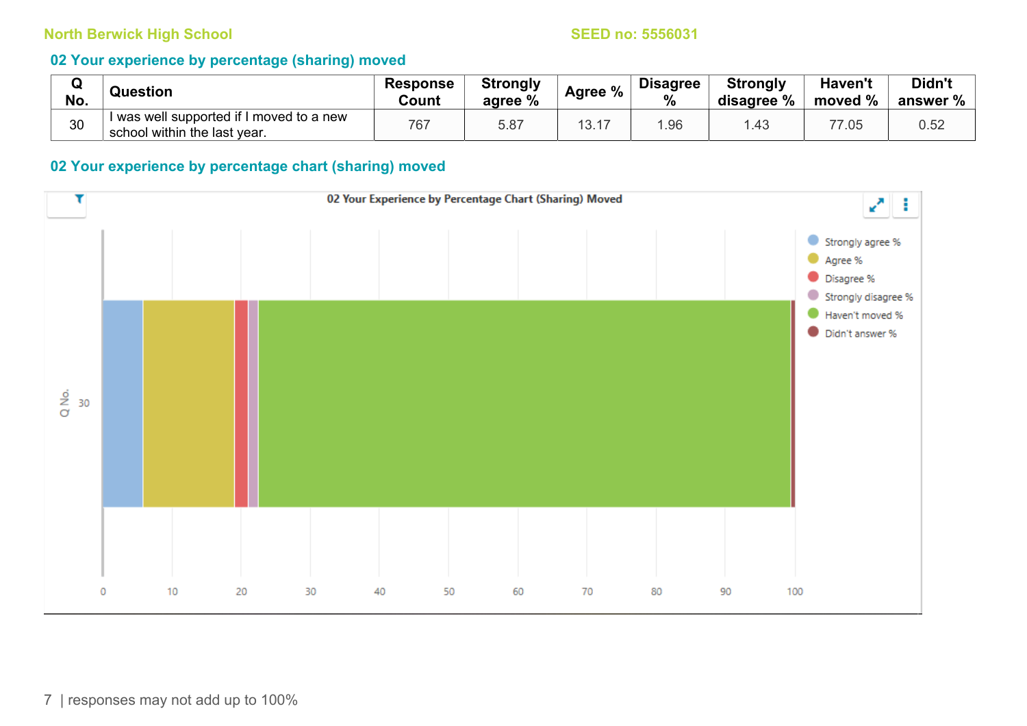North Berwick High School

SEED no: 5556031

## 02 Your experience by percentage (sharing) moved

| Q No. | Question | Response Count | Strongly agree % | Agree % | Disagree % | Strongly disagree % | Haven't moved % | Didn't answer % |
|---|---|---|---|---|---|---|---|---|
| 30 | I was well supported if I moved to a new school within the last year. | 767 | 5.87 | 13.17 | 1.96 | 1.43 | 77.05 | 0.52 |

## 02 Your experience by percentage chart (sharing) moved

02 Your Experience by Percentage Chart (Sharing) Moved

| Q No. | Strongly agree % | Agree % | Disagree % | Strongly disagree % | Haven't moved % | Didn't answer % |
|---|---|---|---|---|---|---|
| 30 | 5.87 | 13.17 | 1.96 | 1.43 | 77.05 | 0.52 |

responses may not add up to 100%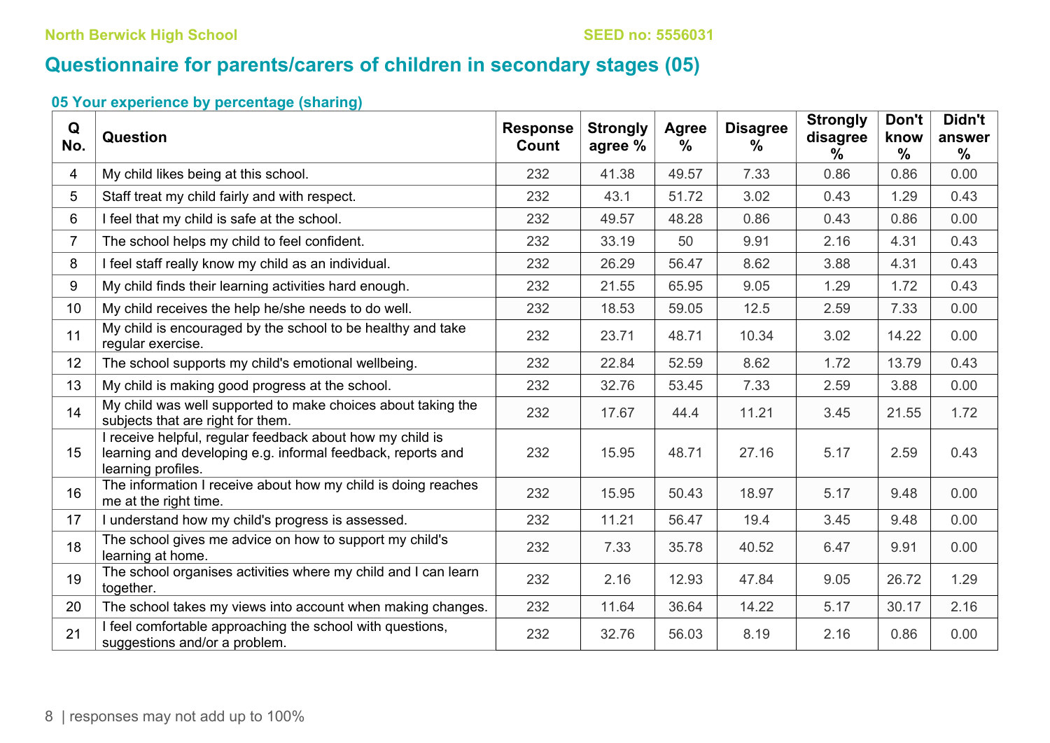North Berwick High School SEED no: 5556031

# Questionnaire for parents/carers of children in secondary stages (05)

## 05 Your experience by percentage (sharing)

| Q No. | Question | Response Count | Strongly agree % | Agree % | Disagree % | Strongly disagree % | Don't know % | Didn't answer % |
|---|---|---|---|---|---|---|---|---|
| 4 | My child likes being at this school. | 232 | 41.38 | 49.57 | 7.33 | 0.86 | 0.86 | 0.00 |
| 5 | Staff treat my child fairly and with respect. | 232 | 43.1 | 51.72 | 3.02 | 0.43 | 1.29 | 0.43 |
| 6 | I feel that my child is safe at the school. | 232 | 49.57 | 48.28 | 0.86 | 0.43 | 0.86 | 0.00 |
| 7 | The school helps my child to feel confident. | 232 | 33.19 | 50 | 9.91 | 2.16 | 4.31 | 0.43 |
| 8 | I feel staff really know my child as an individual. | 232 | 26.29 | 56.47 | 8.62 | 3.88 | 4.31 | 0.43 |
| 9 | My child finds their learning activities hard enough. | 232 | 21.55 | 65.95 | 9.05 | 1.29 | 1.72 | 0.43 |
| 10 | My child receives the help he/she needs to do well. | 232 | 18.53 | 59.05 | 12.5 | 2.59 | 7.33 | 0.00 |
| 11 | My child is encouraged by the school to be healthy and take regular exercise. | 232 | 23.71 | 48.71 | 10.34 | 3.02 | 14.22 | 0.00 |
| 12 | The school supports my child's emotional wellbeing. | 232 | 22.84 | 52.59 | 8.62 | 1.72 | 13.79 | 0.43 |
| 13 | My child is making good progress at the school. | 232 | 32.76 | 53.45 | 7.33 | 2.59 | 3.88 | 0.00 |
| 14 | My child was well supported to make choices about taking the subjects that are right for them. | 232 | 17.67 | 44.4 | 11.21 | 3.45 | 21.55 | 1.72 |
| 15 | I receive helpful, regular feedback about how my child is learning and developing e.g. informal feedback, reports and learning profiles. | 232 | 15.95 | 48.71 | 27.16 | 5.17 | 2.59 | 0.43 |
| 16 | The information I receive about how my child is doing reaches me at the right time. | 232 | 15.95 | 50.43 | 18.97 | 5.17 | 9.48 | 0.00 |
| 17 | I understand how my child's progress is assessed. | 232 | 11.21 | 56.47 | 19.4 | 3.45 | 9.48 | 0.00 |
| 18 | The school gives me advice on how to support my child's learning at home. | 232 | 7.33 | 35.78 | 40.52 | 6.47 | 9.91 | 0.00 |
| 19 | The school organises activities where my child and I can learn together. | 232 | 2.16 | 12.93 | 47.84 | 9.05 | 26.72 | 1.29 |
| 20 | The school takes my views into account when making changes. | 232 | 11.64 | 36.64 | 14.22 | 5.17 | 30.17 | 2.16 |
| 21 | I feel comfortable approaching the school with questions, suggestions and/or a problem. | 232 | 32.76 | 56.03 | 8.19 | 2.16 | 0.86 | 0.00 |

responses may not add up to 100%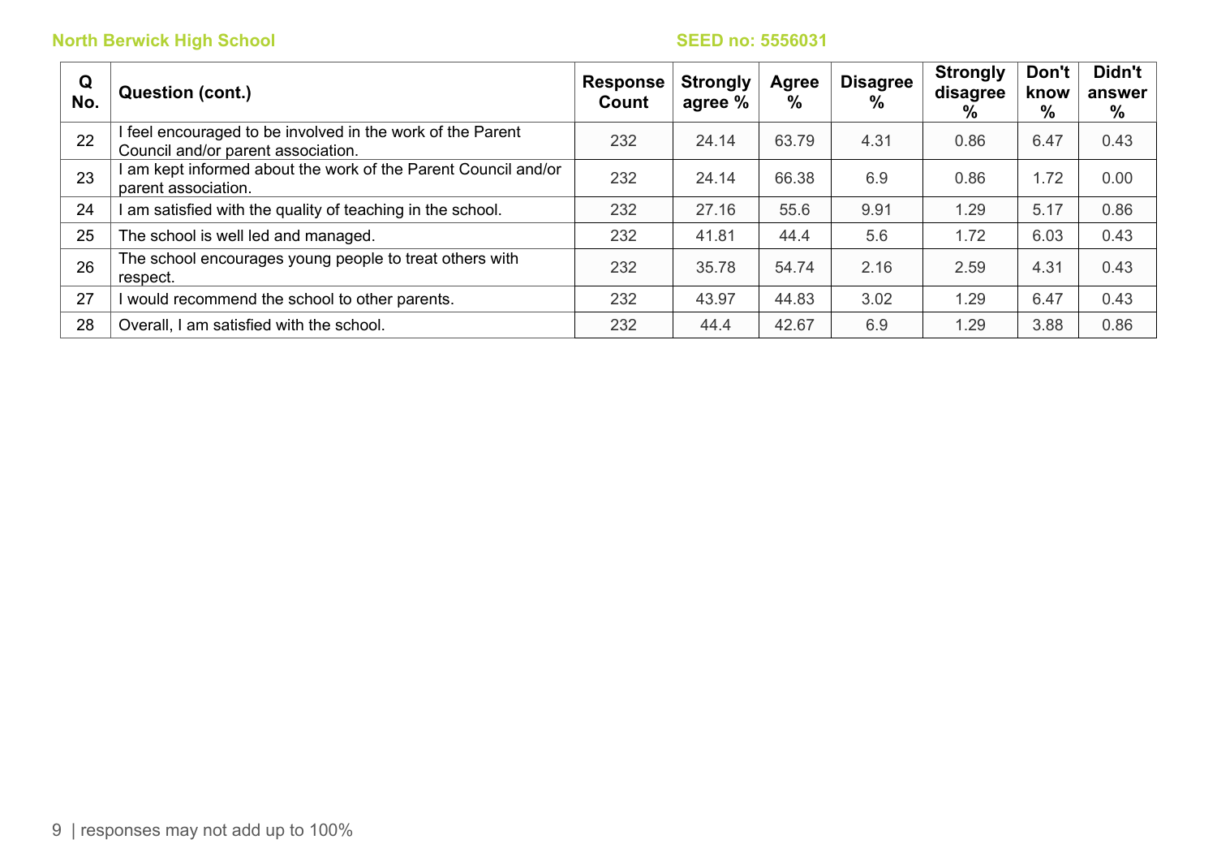North Berwick High School SEED no: 5556031

| Q No. | Question (cont.) | Response Count | Strongly agree % | Agree % | Disagree % | Strongly disagree % | Don't know % | Didn't answer % |
|---|---|---|---|---|---|---|---|---|
| 22 | I feel encouraged to be involved in the work of the Parent Council and/or parent association. | 232 | 24.14 | 63.79 | 4.31 | 0.86 | 6.47 | 0.43 |
| 23 | I am kept informed about the work of the Parent Council and/or parent association. | 232 | 24.14 | 66.38 | 6.9 | 0.86 | 1.72 | 0.00 |
| 24 | I am satisfied with the quality of teaching in the school. | 232 | 27.16 | 55.6 | 9.91 | 1.29 | 5.17 | 0.86 |
| 25 | The school is well led and managed. | 232 | 41.81 | 44.4 | 5.6 | 1.72 | 6.03 | 0.43 |
| 26 | The school encourages young people to treat others with respect. | 232 | 35.78 | 54.74 | 2.16 | 2.59 | 4.31 | 0.43 |
| 27 | I would recommend the school to other parents. | 232 | 43.97 | 44.83 | 3.02 | 1.29 | 6.47 | 0.43 |
| 28 | Overall, I am satisfied with the school. | 232 | 44.4 | 42.67 | 6.9 | 1.29 | 3.88 | 0.86 |

responses may not add up to 100%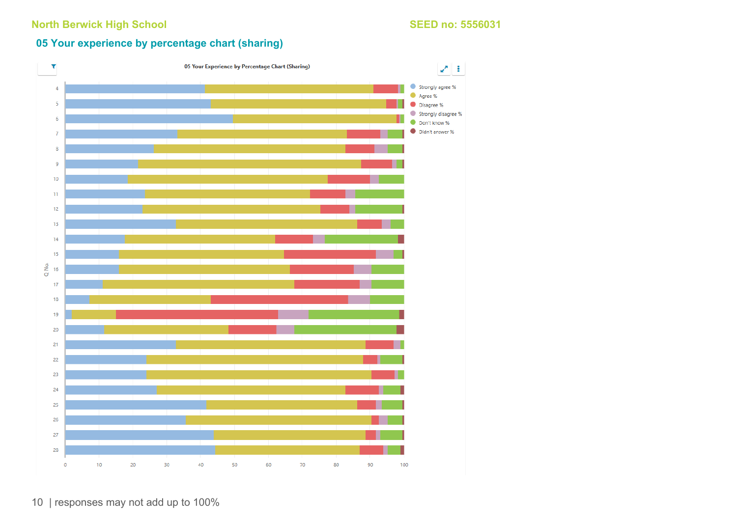North Berwick High School SEED no: 5556031

## 05 Your experience by percentage chart (sharing)

05 Your Experience by Percentage Chart (Sharing)

Strongly agree % · Agree % · Disagree % · Strongly disagree % · Don't know % · Didn't answer %

Q No. 4–28; x-axis 0–100

responses may not add up to 100%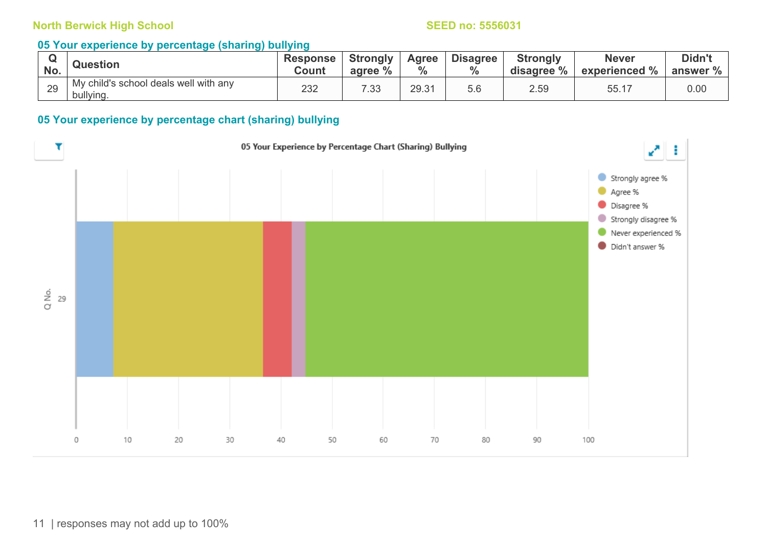North Berwick High School SEED no: 5556031

## 05 Your experience by percentage (sharing) bullying

| Q No. | Question | Response Count | Strongly agree % | Agree % | Disagree % | Strongly disagree % | Never experienced % | Didn't answer % |
|---|---|---|---|---|---|---|---|---|
| 29 | My child's school deals well with any bullying. | 232 | 7.33 | 29.31 | 5.6 | 2.59 | 55.17 | 0.00 |

## 05 Your experience by percentage chart (sharing) bullying

05 Your Experience by Percentage Chart (Sharing) Bullying

responses may not add up to 100%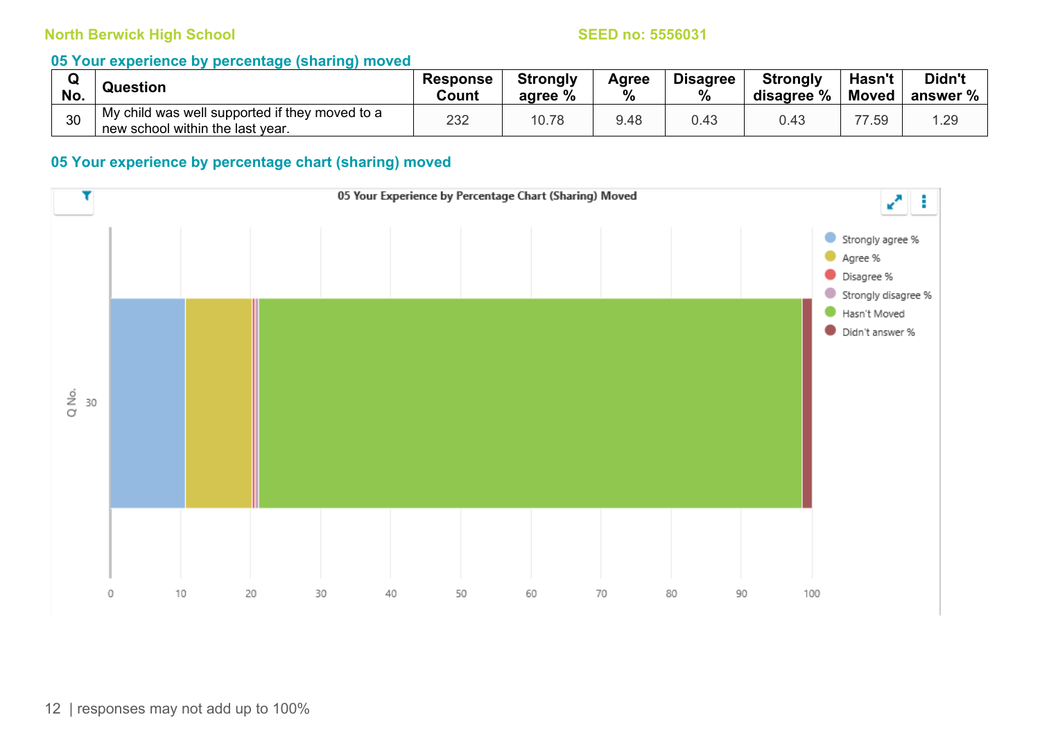North Berwick High School SEED no: 5556031

### 05 Your experience by percentage (sharing) moved

| Q No. | Question | Response Count | Strongly agree % | Agree % | Disagree % | Strongly disagree % | Hasn't Moved | Didn't answer % |
|---|---|---|---|---|---|---|---|---|
| 30 | My child was well supported if they moved to a new school within the last year. | 232 | 10.78 | 9.48 | 0.43 | 0.43 | 77.59 | 1.29 |

### 05 Your experience by percentage chart (sharing) moved

05 Your Experience by Percentage Chart (Sharing) Moved

| Q No. | Strongly agree % | Agree % | Disagree % | Strongly disagree % | Hasn't Moved | Didn't answer % |
|---|---|---|---|---|---|---|
| 30 | 10.78 | 9.48 | 0.43 | 0.43 | 77.59 | 1.29 |

| responses may not add up to 100%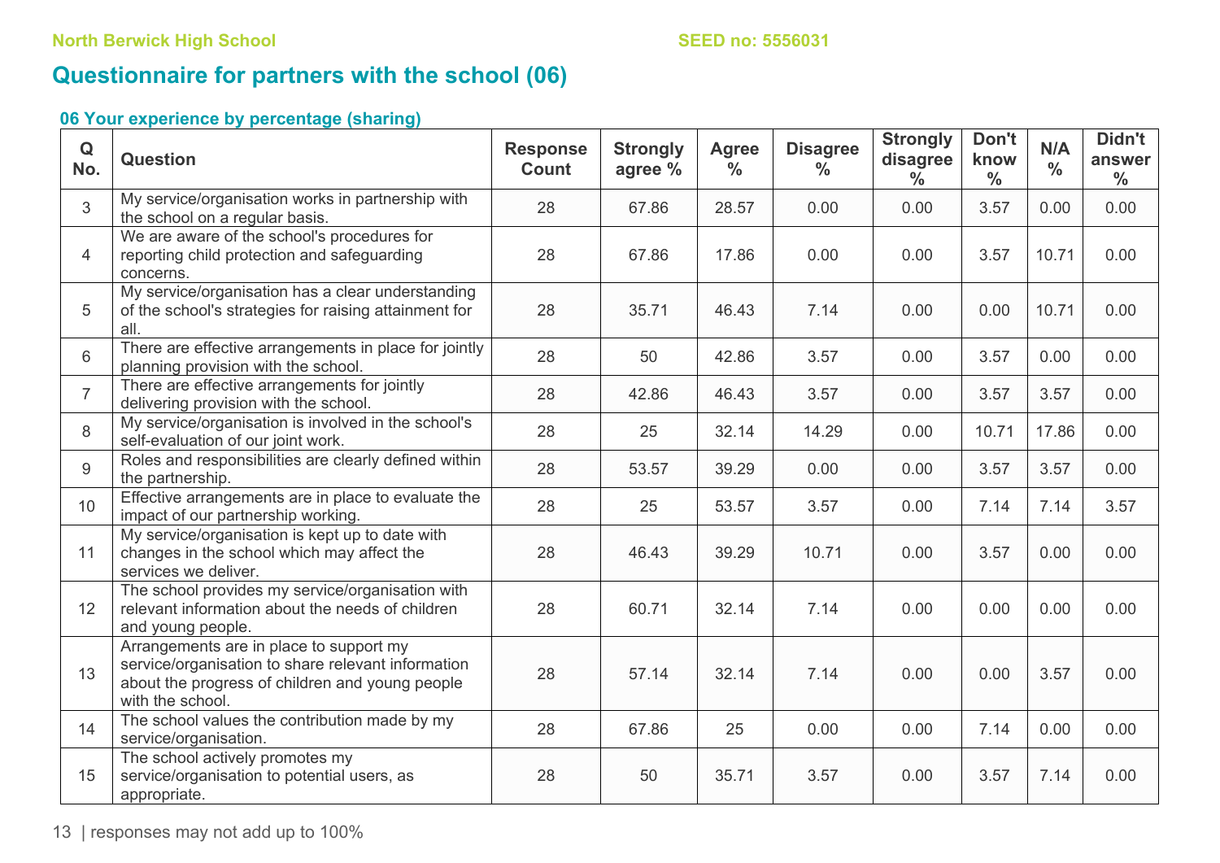North Berwick High School SEED no: 5556031

# Questionnaire for partners with the school (06)

### 06 Your experience by percentage (sharing)

| Q No. | Question | Response Count | Strongly agree % | Agree % | Disagree % | Strongly disagree % | Don't know % | N/A % | Didn't answer % |
|---|---|---|---|---|---|---|---|---|---|
| 3 | My service/organisation works in partnership with the school on a regular basis. | 28 | 67.86 | 28.57 | 0.00 | 0.00 | 3.57 | 0.00 | 0.00 |
| 4 | We are aware of the school's procedures for reporting child protection and safeguarding concerns. | 28 | 67.86 | 17.86 | 0.00 | 0.00 | 3.57 | 10.71 | 0.00 |
| 5 | My service/organisation has a clear understanding of the school's strategies for raising attainment for all. | 28 | 35.71 | 46.43 | 7.14 | 0.00 | 0.00 | 10.71 | 0.00 |
| 6 | There are effective arrangements in place for jointly planning provision with the school. | 28 | 50 | 42.86 | 3.57 | 0.00 | 3.57 | 0.00 | 0.00 |
| 7 | There are effective arrangements for jointly delivering provision with the school. | 28 | 42.86 | 46.43 | 3.57 | 0.00 | 3.57 | 3.57 | 0.00 |
| 8 | My service/organisation is involved in the school's self-evaluation of our joint work. | 28 | 25 | 32.14 | 14.29 | 0.00 | 10.71 | 17.86 | 0.00 |
| 9 | Roles and responsibilities are clearly defined within the partnership. | 28 | 53.57 | 39.29 | 0.00 | 0.00 | 3.57 | 3.57 | 0.00 |
| 10 | Effective arrangements are in place to evaluate the impact of our partnership working. | 28 | 25 | 53.57 | 3.57 | 0.00 | 7.14 | 7.14 | 3.57 |
| 11 | My service/organisation is kept up to date with changes in the school which may affect the services we deliver. | 28 | 46.43 | 39.29 | 10.71 | 0.00 | 3.57 | 0.00 | 0.00 |
| 12 | The school provides my service/organisation with relevant information about the needs of children and young people. | 28 | 60.71 | 32.14 | 7.14 | 0.00 | 0.00 | 0.00 | 0.00 |
| 13 | Arrangements are in place to support my service/organisation to share relevant information about the progress of children and young people with the school. | 28 | 57.14 | 32.14 | 7.14 | 0.00 | 0.00 | 3.57 | 0.00 |
| 14 | The school values the contribution made by my service/organisation. | 28 | 67.86 | 25 | 0.00 | 0.00 | 7.14 | 0.00 | 0.00 |
| 15 | The school actively promotes my service/organisation to potential users, as appropriate. | 28 | 50 | 35.71 | 3.57 | 0.00 | 3.57 | 7.14 | 0.00 |

responses may not add up to 100%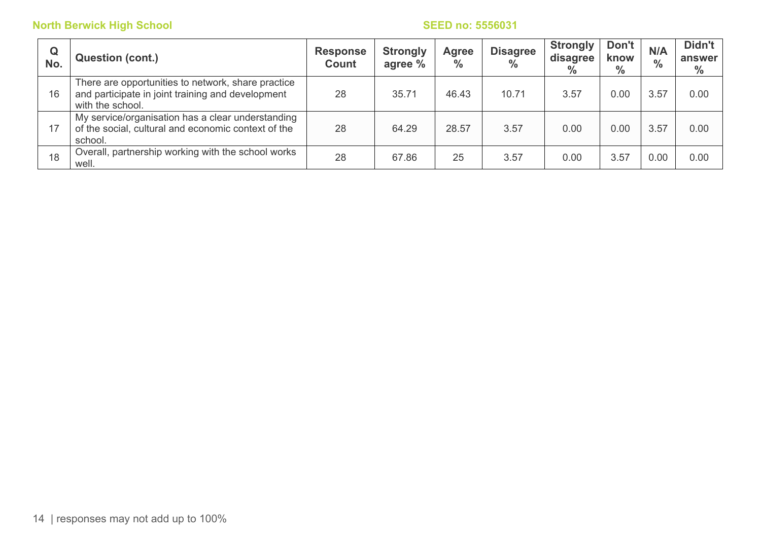| Q No. | Question (cont.) | Response Count | Strongly agree % | Agree % | Disagree % | Strongly disagree % | Don't know % | N/A % | Didn't answer % |
|---|---|---|---|---|---|---|---|---|---|
| 16 | There are opportunities to network, share practice and participate in joint training and development with the school. | 28 | 35.71 | 46.43 | 10.71 | 3.57 | 0.00 | 3.57 | 0.00 |
| 17 | My service/organisation has a clear understanding of the social, cultural and economic context of the school. | 28 | 64.29 | 28.57 | 3.57 | 0.00 | 0.00 | 3.57 | 0.00 |
| 18 | Overall, partnership working with the school works well. | 28 | 67.86 | 25 | 3.57 | 0.00 | 3.57 | 0.00 | 0.00 |

| responses may not add up to 100%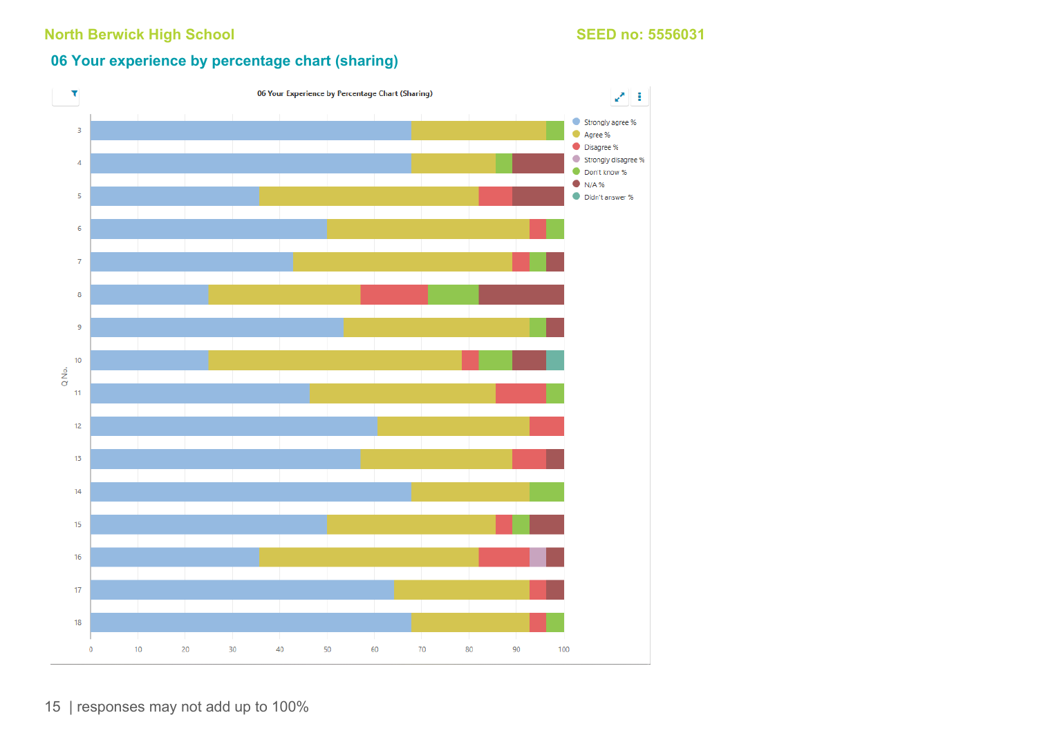North Berwick High School SEED no: 5556031

## 06 Your experience by percentage chart (sharing)

06 Your Experience by Percentage Chart (Sharing)

Q No.: 3, 4, 5, 6, 7, 8, 9, 10, 11, 12, 13, 14, 15, 16, 17, 18

0 10 20 30 40 50 60 70 80 90 100

- Strongly agree %
- Agree %
- Disagree %
- Strongly disagree %
- Don't know %
- N/A %
- Didn't answer %

| responses may not add up to 100%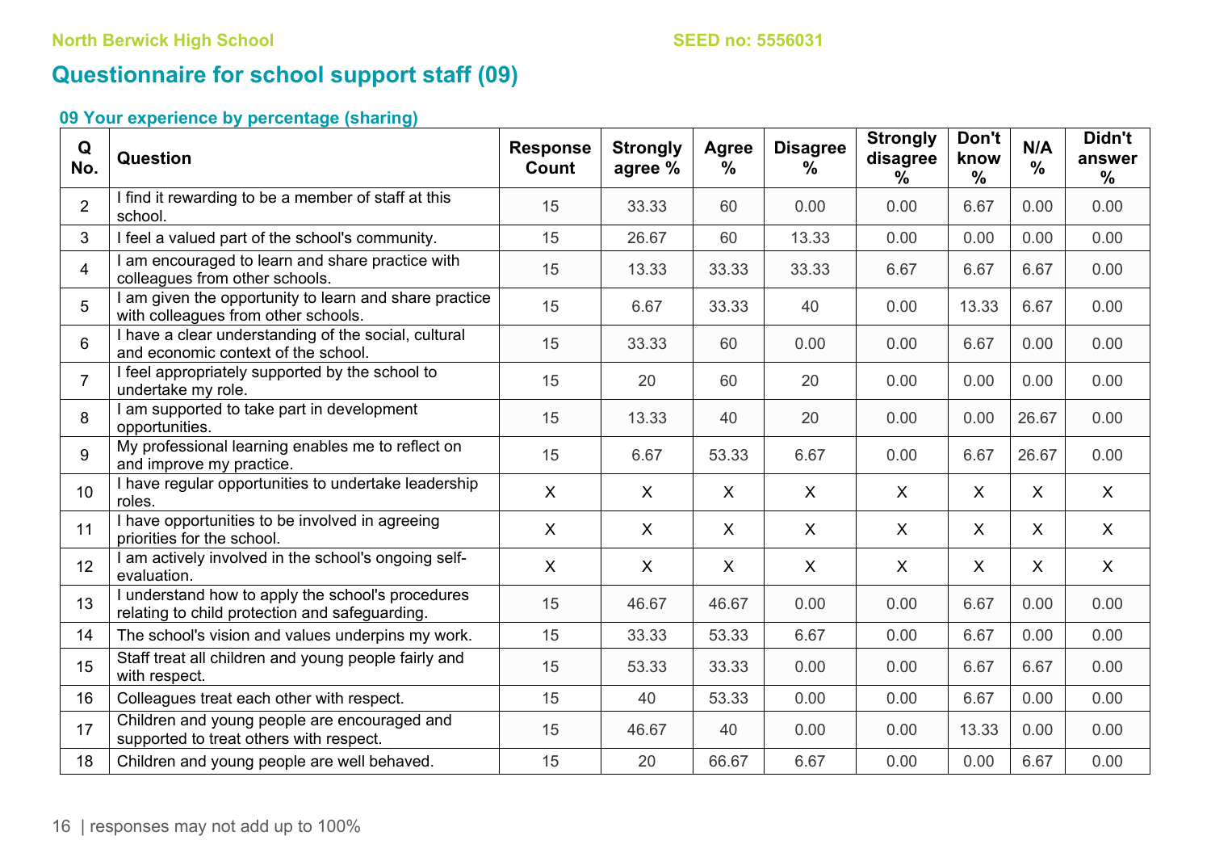North Berwick High School SEED no: 5556031

## Questionnaire for school support staff (09)

### 09 Your experience by percentage (sharing)

| Q No. | Question | Response Count | Strongly agree % | Agree % | Disagree % | Strongly disagree % | Don't know % | N/A % | Didn't answer % |
|---|---|---|---|---|---|---|---|---|---|
| 2 | I find it rewarding to be a member of staff at this school. | 15 | 33.33 | 60 | 0.00 | 0.00 | 6.67 | 0.00 | 0.00 |
| 3 | I feel a valued part of the school's community. | 15 | 26.67 | 60 | 13.33 | 0.00 | 0.00 | 0.00 | 0.00 |
| 4 | I am encouraged to learn and share practice with colleagues from other schools. | 15 | 13.33 | 33.33 | 33.33 | 6.67 | 6.67 | 6.67 | 0.00 |
| 5 | I am given the opportunity to learn and share practice with colleagues from other schools. | 15 | 6.67 | 33.33 | 40 | 0.00 | 13.33 | 6.67 | 0.00 |
| 6 | I have a clear understanding of the social, cultural and economic context of the school. | 15 | 33.33 | 60 | 0.00 | 0.00 | 6.67 | 0.00 | 0.00 |
| 7 | I feel appropriately supported by the school to undertake my role. | 15 | 20 | 60 | 20 | 0.00 | 0.00 | 0.00 | 0.00 |
| 8 | I am supported to take part in development opportunities. | 15 | 13.33 | 40 | 20 | 0.00 | 0.00 | 26.67 | 0.00 |
| 9 | My professional learning enables me to reflect on and improve my practice. | 15 | 6.67 | 53.33 | 6.67 | 0.00 | 6.67 | 26.67 | 0.00 |
| 10 | I have regular opportunities to undertake leadership roles. | X | X | X | X | X | X | X | X |
| 11 | I have opportunities to be involved in agreeing priorities for the school. | X | X | X | X | X | X | X | X |
| 12 | I am actively involved in the school's ongoing self-evaluation. | X | X | X | X | X | X | X | X |
| 13 | I understand how to apply the school's procedures relating to child protection and safeguarding. | 15 | 46.67 | 46.67 | 0.00 | 0.00 | 6.67 | 0.00 | 0.00 |
| 14 | The school's vision and values underpins my work. | 15 | 33.33 | 53.33 | 6.67 | 0.00 | 6.67 | 0.00 | 0.00 |
| 15 | Staff treat all children and young people fairly and with respect. | 15 | 53.33 | 33.33 | 0.00 | 0.00 | 6.67 | 6.67 | 0.00 |
| 16 | Colleagues treat each other with respect. | 15 | 40 | 53.33 | 0.00 | 0.00 | 6.67 | 0.00 | 0.00 |
| 17 | Children and young people are encouraged and supported to treat others with respect. | 15 | 46.67 | 40 | 0.00 | 0.00 | 13.33 | 0.00 | 0.00 |
| 18 | Children and young people are well behaved. | 15 | 20 | 66.67 | 6.67 | 0.00 | 0.00 | 6.67 | 0.00 |

| responses may not add up to 100%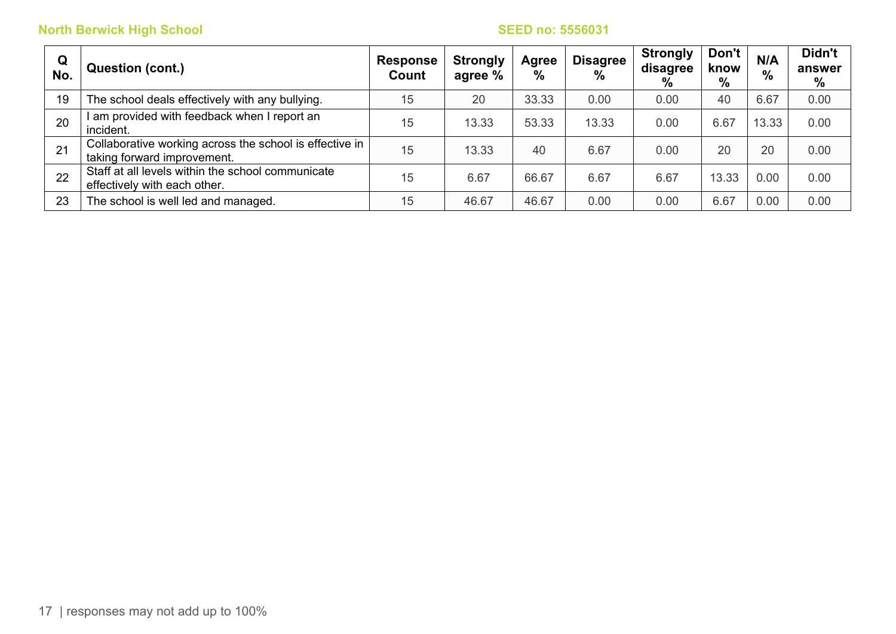North Berwick High School SEED no: 5556031

| Q No. | Question (cont.) | Response Count | Strongly agree % | Agree % | Disagree % | Strongly disagree % | Don't know % | N/A % | Didn't answer % |
|---|---|---|---|---|---|---|---|---|---|
| 19 | The school deals effectively with any bullying. | 15 | 20 | 33.33 | 0.00 | 0.00 | 40 | 6.67 | 0.00 |
| 20 | I am provided with feedback when I report an incident. | 15 | 13.33 | 53.33 | 13.33 | 0.00 | 6.67 | 13.33 | 0.00 |
| 21 | Collaborative working across the school is effective in taking forward improvement. | 15 | 13.33 | 40 | 6.67 | 0.00 | 20 | 20 | 0.00 |
| 22 | Staff at all levels within the school communicate effectively with each other. | 15 | 6.67 | 66.67 | 6.67 | 6.67 | 13.33 | 0.00 | 0.00 |
| 23 | The school is well led and managed. | 15 | 46.67 | 46.67 | 0.00 | 0.00 | 6.67 | 0.00 | 0.00 |

| responses may not add up to 100%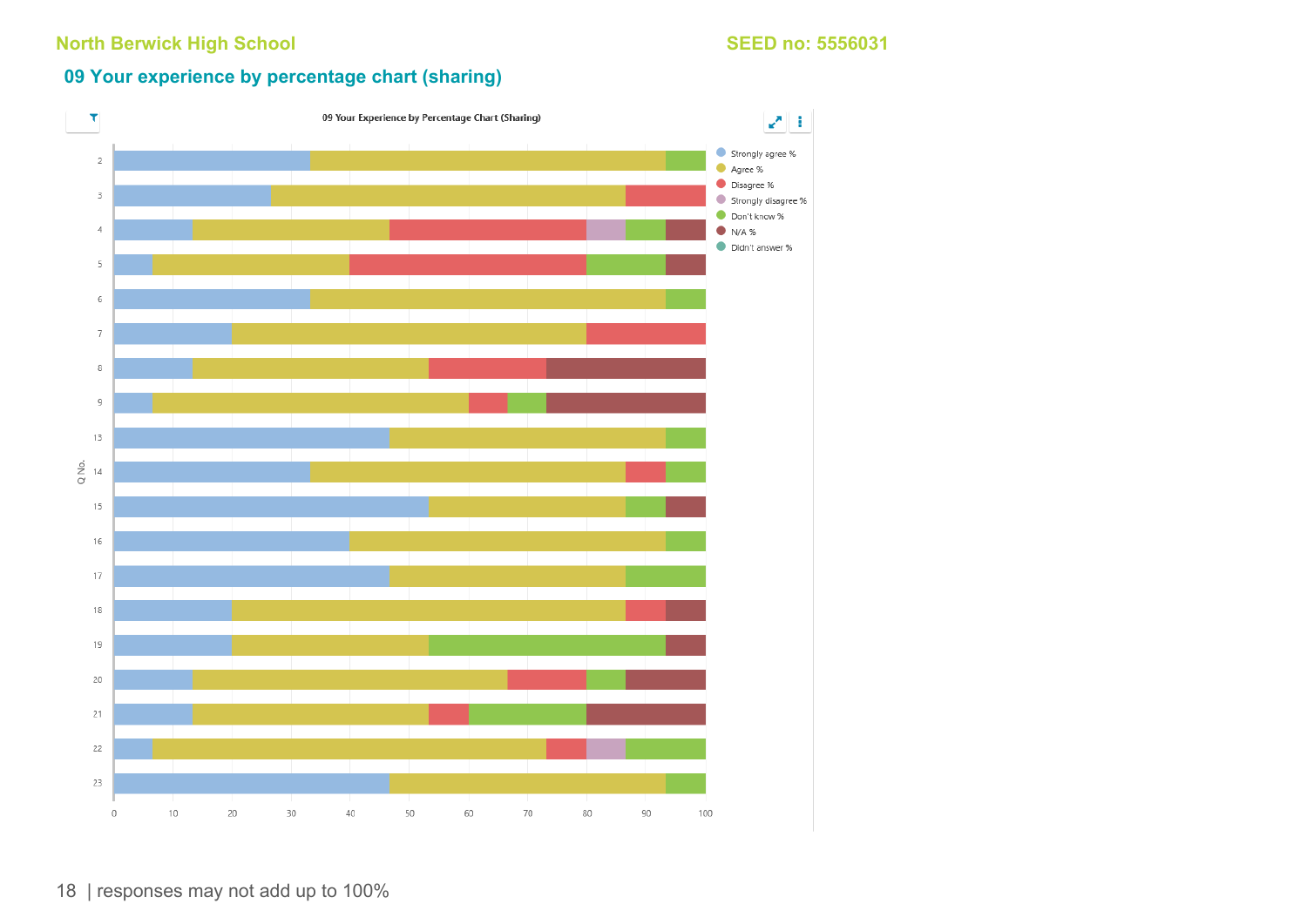North Berwick High School SEED no: 5556031

## 09 Your experience by percentage chart (sharing)

09 Your Experience by Percentage Chart (Sharing)

Legend: Strongly agree %, Agree %, Disagree %, Strongly disagree %, Don't know %, N/A %, Didn't answer %

Q No.: 2, 3, 4, 5, 6, 7, 8, 9, 13, 14, 15, 16, 17, 18, 19, 20, 21, 22, 23

0 10 20 30 40 50 60 70 80 90 100

responses may not add up to 100%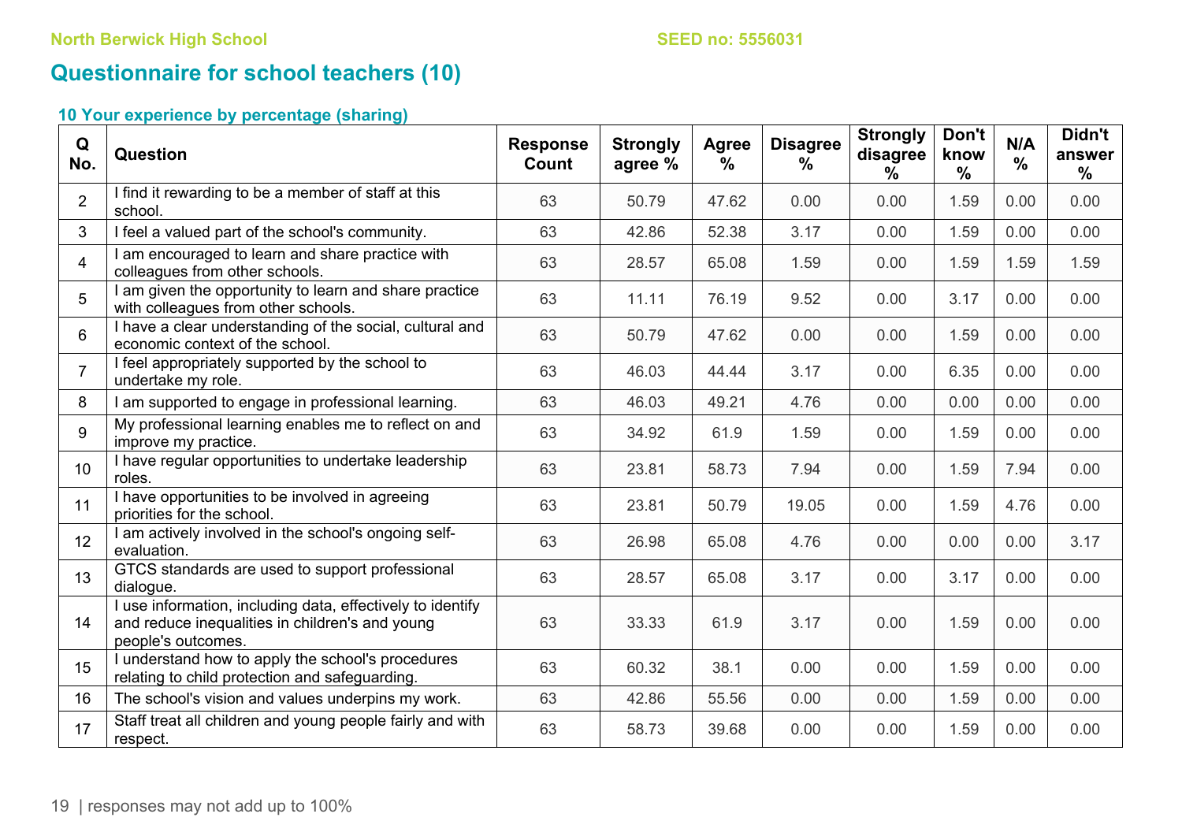North Berwick High School SEED no: 5556031

## Questionnaire for school teachers (10)

### 10 Your experience by percentage (sharing)

| Q No. | Question | Response Count | Strongly agree % | Agree % | Disagree % | Strongly disagree % | Don't know % | N/A % | Didn't answer % |
|---|---|---|---|---|---|---|---|---|---|
| 2 | I find it rewarding to be a member of staff at this school. | 63 | 50.79 | 47.62 | 0.00 | 0.00 | 1.59 | 0.00 | 0.00 |
| 3 | I feel a valued part of the school's community. | 63 | 42.86 | 52.38 | 3.17 | 0.00 | 1.59 | 0.00 | 0.00 |
| 4 | I am encouraged to learn and share practice with colleagues from other schools. | 63 | 28.57 | 65.08 | 1.59 | 0.00 | 1.59 | 1.59 | 1.59 |
| 5 | I am given the opportunity to learn and share practice with colleagues from other schools. | 63 | 11.11 | 76.19 | 9.52 | 0.00 | 3.17 | 0.00 | 0.00 |
| 6 | I have a clear understanding of the social, cultural and economic context of the school. | 63 | 50.79 | 47.62 | 0.00 | 0.00 | 1.59 | 0.00 | 0.00 |
| 7 | I feel appropriately supported by the school to undertake my role. | 63 | 46.03 | 44.44 | 3.17 | 0.00 | 6.35 | 0.00 | 0.00 |
| 8 | I am supported to engage in professional learning. | 63 | 46.03 | 49.21 | 4.76 | 0.00 | 0.00 | 0.00 | 0.00 |
| 9 | My professional learning enables me to reflect on and improve my practice. | 63 | 34.92 | 61.9 | 1.59 | 0.00 | 1.59 | 0.00 | 0.00 |
| 10 | I have regular opportunities to undertake leadership roles. | 63 | 23.81 | 58.73 | 7.94 | 0.00 | 1.59 | 7.94 | 0.00 |
| 11 | I have opportunities to be involved in agreeing priorities for the school. | 63 | 23.81 | 50.79 | 19.05 | 0.00 | 1.59 | 4.76 | 0.00 |
| 12 | I am actively involved in the school's ongoing self-evaluation. | 63 | 26.98 | 65.08 | 4.76 | 0.00 | 0.00 | 0.00 | 3.17 |
| 13 | GTCS standards are used to support professional dialogue. | 63 | 28.57 | 65.08 | 3.17 | 0.00 | 3.17 | 0.00 | 0.00 |
| 14 | I use information, including data, effectively to identify and reduce inequalities in children's and young people's outcomes. | 63 | 33.33 | 61.9 | 3.17 | 0.00 | 1.59 | 0.00 | 0.00 |
| 15 | I understand how to apply the school's procedures relating to child protection and safeguarding. | 63 | 60.32 | 38.1 | 0.00 | 0.00 | 1.59 | 0.00 | 0.00 |
| 16 | The school's vision and values underpins my work. | 63 | 42.86 | 55.56 | 0.00 | 0.00 | 1.59 | 0.00 | 0.00 |
| 17 | Staff treat all children and young people fairly and with respect. | 63 | 58.73 | 39.68 | 0.00 | 0.00 | 1.59 | 0.00 | 0.00 |

responses may not add up to 100%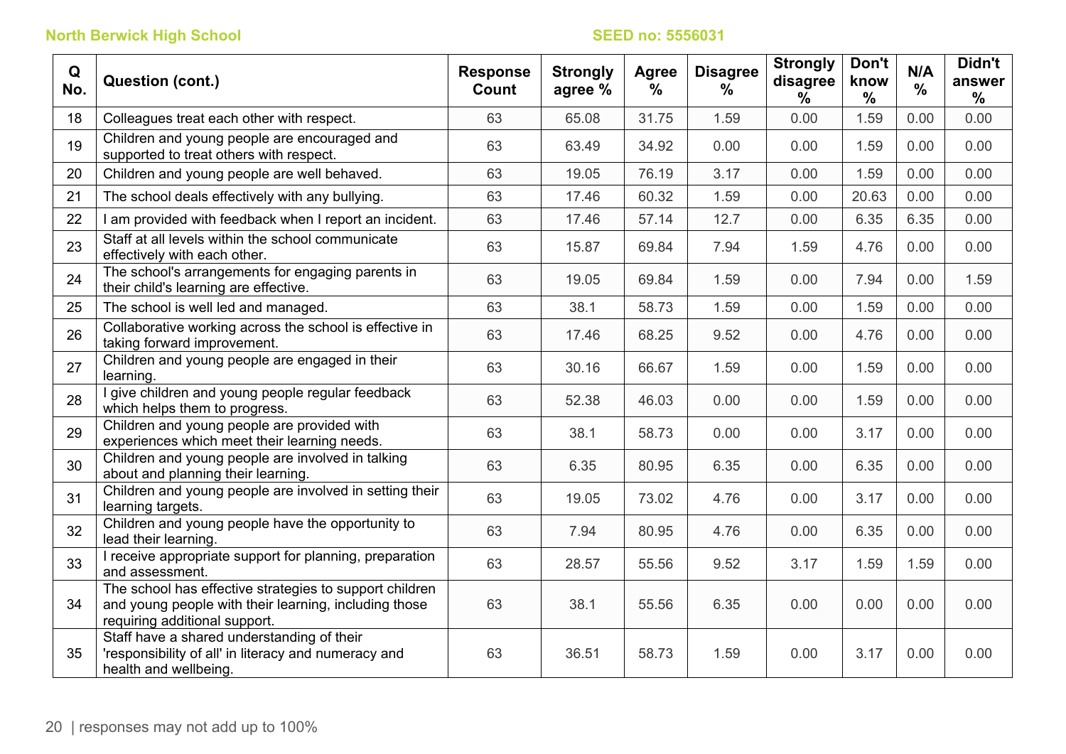North Berwick High School

SEED no: 5556031

| Q No. | Question (cont.) | Response Count | Strongly agree % | Agree % | Disagree % | Strongly disagree % | Don't know % | N/A % | Didn't answer % |
|---|---|---|---|---|---|---|---|---|---|
| 18 | Colleagues treat each other with respect. | 63 | 65.08 | 31.75 | 1.59 | 0.00 | 1.59 | 0.00 | 0.00 |
| 19 | Children and young people are encouraged and supported to treat others with respect. | 63 | 63.49 | 34.92 | 0.00 | 0.00 | 1.59 | 0.00 | 0.00 |
| 20 | Children and young people are well behaved. | 63 | 19.05 | 76.19 | 3.17 | 0.00 | 1.59 | 0.00 | 0.00 |
| 21 | The school deals effectively with any bullying. | 63 | 17.46 | 60.32 | 1.59 | 0.00 | 20.63 | 0.00 | 0.00 |
| 22 | I am provided with feedback when I report an incident. | 63 | 17.46 | 57.14 | 12.7 | 0.00 | 6.35 | 6.35 | 0.00 |
| 23 | Staff at all levels within the school communicate effectively with each other. | 63 | 15.87 | 69.84 | 7.94 | 1.59 | 4.76 | 0.00 | 0.00 |
| 24 | The school's arrangements for engaging parents in their child's learning are effective. | 63 | 19.05 | 69.84 | 1.59 | 0.00 | 7.94 | 0.00 | 1.59 |
| 25 | The school is well led and managed. | 63 | 38.1 | 58.73 | 1.59 | 0.00 | 1.59 | 0.00 | 0.00 |
| 26 | Collaborative working across the school is effective in taking forward improvement. | 63 | 17.46 | 68.25 | 9.52 | 0.00 | 4.76 | 0.00 | 0.00 |
| 27 | Children and young people are engaged in their learning. | 63 | 30.16 | 66.67 | 1.59 | 0.00 | 1.59 | 0.00 | 0.00 |
| 28 | I give children and young people regular feedback which helps them to progress. | 63 | 52.38 | 46.03 | 0.00 | 0.00 | 1.59 | 0.00 | 0.00 |
| 29 | Children and young people are provided with experiences which meet their learning needs. | 63 | 38.1 | 58.73 | 0.00 | 0.00 | 3.17 | 0.00 | 0.00 |
| 30 | Children and young people are involved in talking about and planning their learning. | 63 | 6.35 | 80.95 | 6.35 | 0.00 | 6.35 | 0.00 | 0.00 |
| 31 | Children and young people are involved in setting their learning targets. | 63 | 19.05 | 73.02 | 4.76 | 0.00 | 3.17 | 0.00 | 0.00 |
| 32 | Children and young people have the opportunity to lead their learning. | 63 | 7.94 | 80.95 | 4.76 | 0.00 | 6.35 | 0.00 | 0.00 |
| 33 | I receive appropriate support for planning, preparation and assessment. | 63 | 28.57 | 55.56 | 9.52 | 3.17 | 1.59 | 1.59 | 0.00 |
| 34 | The school has effective strategies to support children and young people with their learning, including those requiring additional support. | 63 | 38.1 | 55.56 | 6.35 | 0.00 | 0.00 | 0.00 | 0.00 |
| 35 | Staff have a shared understanding of their 'responsibility of all' in literacy and numeracy and health and wellbeing. | 63 | 36.51 | 58.73 | 1.59 | 0.00 | 3.17 | 0.00 | 0.00 |

responses may not add up to 100%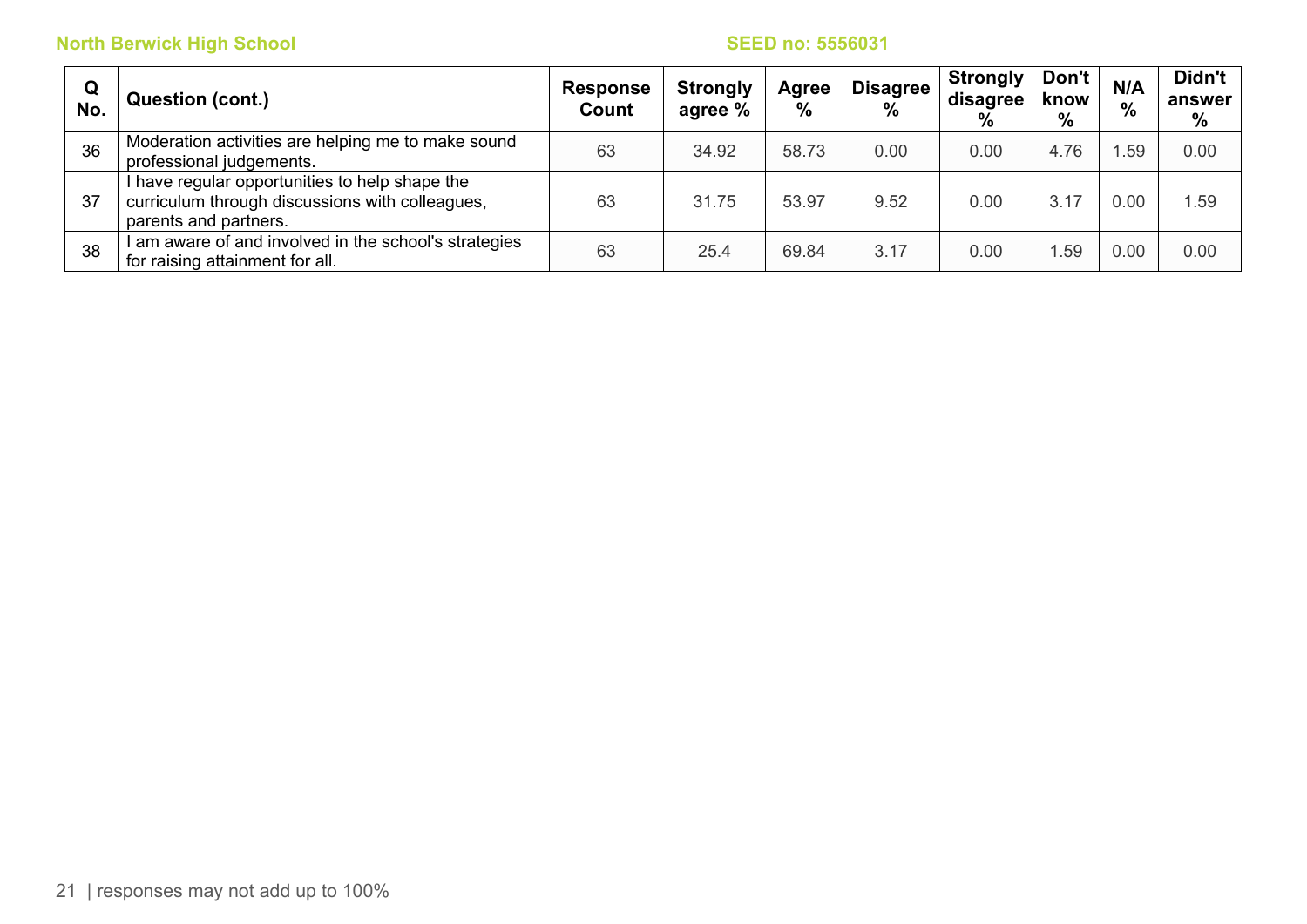| Q No. | Question (cont.) | Response Count | Strongly agree % | Agree % | Disagree % | Strongly disagree % | Don't know % | N/A % | Didn't answer % |
|---|---|---|---|---|---|---|---|---|---|
| 36 | Moderation activities are helping me to make sound professional judgements. | 63 | 34.92 | 58.73 | 0.00 | 0.00 | 4.76 | 1.59 | 0.00 |
| 37 | I have regular opportunities to help shape the curriculum through discussions with colleagues, parents and partners. | 63 | 31.75 | 53.97 | 9.52 | 0.00 | 3.17 | 0.00 | 1.59 |
| 38 | I am aware of and involved in the school's strategies for raising attainment for all. | 63 | 25.4 | 69.84 | 3.17 | 0.00 | 1.59 | 0.00 | 0.00 |

| responses may not add up to 100%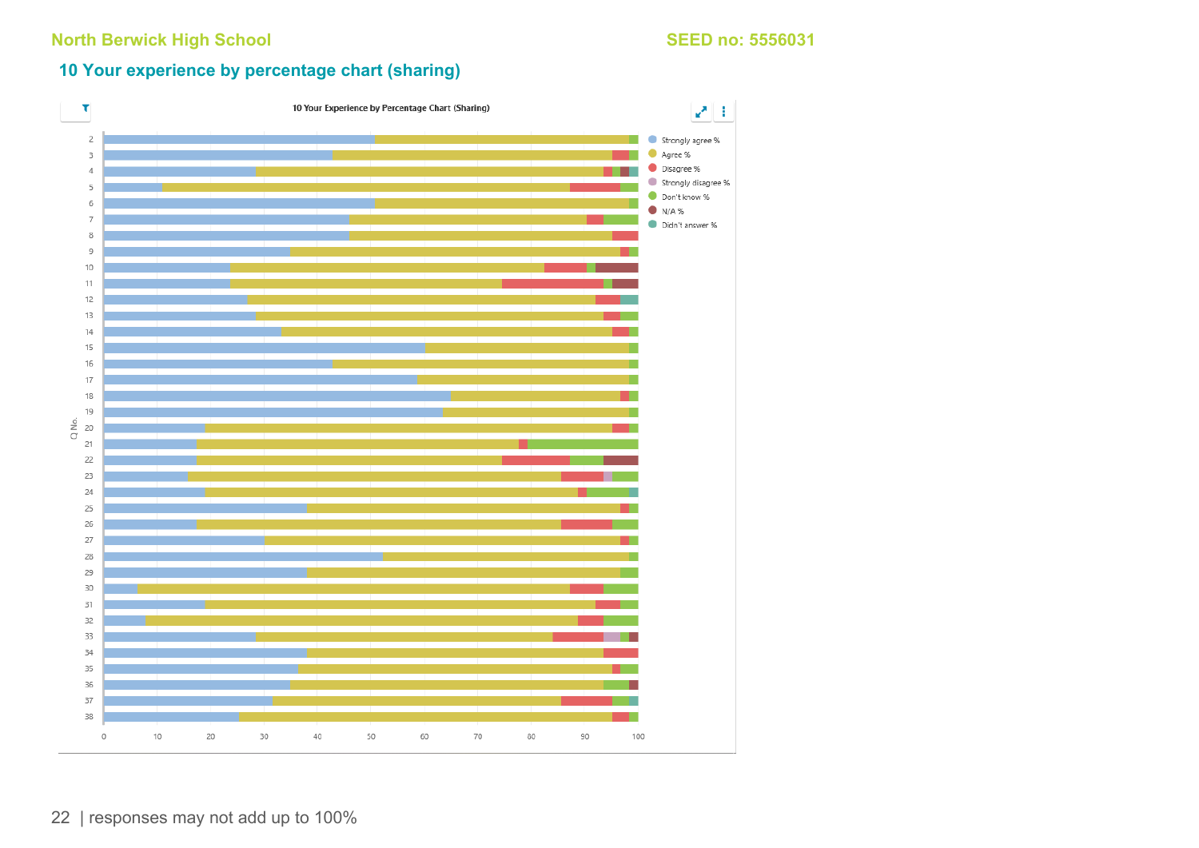North Berwick High School

SEED no: 5556031

## 10 Your experience by percentage chart (sharing)

10 Your Experience by Percentage Chart (Sharing)

Strongly agree %
Agree %
Disagree %
Strongly disagree %
Don't know %
N/A %
Didn't answer %

Q No.

2
3
4
5
6
7
8
9
10
11
12
13
14
15
16
17
18
19
20
21
22
23
24
25
26
27
28
29
30
31
32
33
34
35
36
37
38

0 10 20 30 40 50 60 70 80 90 100

responses may not add up to 100%